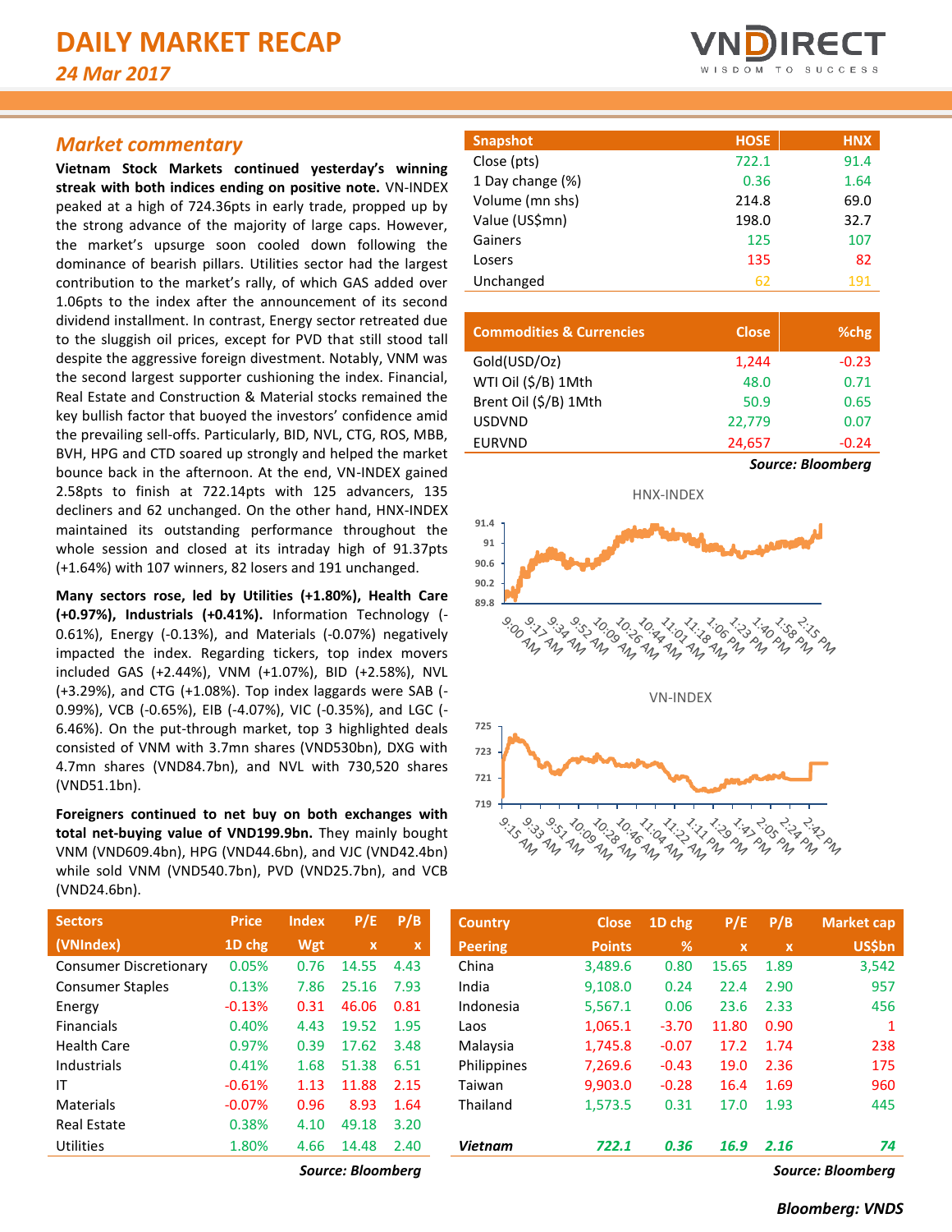# DAILY MARKET RECAP

*24 Mar 2017*

## *Market commentary*

**Vietnam Stock Markets continued yesterday's winning streak with both indices ending on positive note.** VN-INDEX peaked at a high of 724.36pts in early trade, propped up by the strong advance of the majority of large caps. However, the market's upsurge soon cooled down following the dominance of bearish pillars. Utilities sector had the largest contribution to the market's rally, of which GAS added over 1.06pts to the index after the announcement of its second dividend installment. In contrast, Energy sector retreated due to the sluggish oil prices, except for PVD that still stood tall despite the aggressive foreign divestment. Notably, VNM was the second largest supporter cushioning the index. Financial, Real Estate and Construction & Material stocks remained the key bullish factor that buoyed the investors' confidence amid the prevailing sell-offs. Particularly, BID, NVL, CTG, ROS, MBB, BVH, HPG and CTD soared up strongly and helped the market bounce back in the afternoon. At the end, VN-INDEX gained 2.58pts to finish at 722.14pts with 125 advancers, 135 decliners and 62 unchanged. On the other hand, HNX-INDEX maintained its outstanding performance throughout the whole session and closed at its intraday high of 91.37pts (+1.64%) with 107 winners, 82 losers and 191 unchanged.

**Many sectors rose, led by Utilities (+1.80%), Health Care (+0.97%), Industrials (+0.41%).** Information Technology (-0.61%), Energy (-0.13%), and Materials (-0.07%) negatively impacted the index. Regarding tickers, top index movers included GAS (+2.44%), VNM (+1.07%), BID (+2.58%), NVL (+3.29%), and CTG (+1.08%). Top index laggards were SAB (-0.99%), VCB (-0.65%), EIB (-4.07%), VIC (-0.35%), and LGC (-6.46%). On the put-through market, top 3 highlighted deals consisted of VNM with 3.7mn shares (VND530bn), DXG with 4.7mn shares (VND84.7bn), and NVL with 730,520 shares (VND51.1bn).

**Foreigners continued to net buy on both exchanges with total net-buying value of VND199.9bn.** They mainly bought VNM (VND609.4bn), HPG (VND44.6bn), and VJC (VND42.4bn) while sold VNM (VND540.7bn), PVD (VND25.7bn), and VCB (VND24.6bn).

| Snapshot | HOSE | HNX |
|---|---|---|
| Close (pts) | 722.1 | 91.4 |
| 1 Day change (%) | 0.36 | 1.64 |
| Volume (mn shs) | 214.8 | 69.0 |
| Value (US$mn) | 198.0 | 32.7 |
| Gainers | 125 | 107 |
| Losers | 135 | 82 |
| Unchanged | 62 | 191 |

| Commodities & Currencies | Close | %chg |
|---|---|---|
| Gold(USD/Oz) | 1,244 | -0.23 |
| WTI Oil ($/B) 1Mth | 48.0 | 0.71 |
| Brent Oil ($/B) 1Mth | 50.9 | 0.65 |
| USDVND | 22,779 | 0.07 |
| EURVND | 24,657 | -0.24 |

***Source: Bloomberg***

HNX-INDEX

VN-INDEX

| Sectors (VNIndex) | Price 1D chg | Index Wgt | P/E x | P/B x |
|---|---|---|---|---|
| Consumer Discretionary | 0.05% | 0.76 | 14.55 | 4.43 |
| Consumer Staples | 0.13% | 7.86 | 25.16 | 7.93 |
| Energy | -0.13% | 0.31 | 46.06 | 0.81 |
| Financials | 0.40% | 4.43 | 19.52 | 1.95 |
| Health Care | 0.97% | 0.39 | 17.62 | 3.48 |
| Industrials | 0.41% | 1.68 | 51.38 | 6.51 |
| IT | -0.61% | 1.13 | 11.88 | 2.15 |
| Materials | -0.07% | 0.96 | 8.93 | 1.64 |
| Real Estate | 0.38% | 4.10 | 49.18 | 3.20 |
| Utilities | 1.80% | 4.66 | 14.48 | 2.40 |

***Source: Bloomberg***

| Country Peering | Close Points | 1D chg % | P/E x | P/B x | Market cap US$bn |
|---|---|---|---|---|---|
| China | 3,489.6 | 0.80 | 15.65 | 1.89 | 3,542 |
| India | 9,108.0 | 0.24 | 22.4 | 2.90 | 957 |
| Indonesia | 5,567.1 | 0.06 | 23.6 | 2.33 | 456 |
| Laos | 1,065.1 | -3.70 | 11.80 | 0.90 | 1 |
| Malaysia | 1,745.8 | -0.07 | 17.2 | 1.74 | 238 |
| Philippines | 7,269.6 | -0.43 | 19.0 | 2.36 | 175 |
| Taiwan | 9,903.0 | -0.28 | 16.4 | 1.69 | 960 |
| Thailand | 1,573.5 | 0.31 | 17.0 | 1.93 | 445 |
| ***Vietnam*** | ***722.1*** | ***0.36*** | ***16.9*** | ***2.16*** | ***74*** |

***Source: Bloomberg***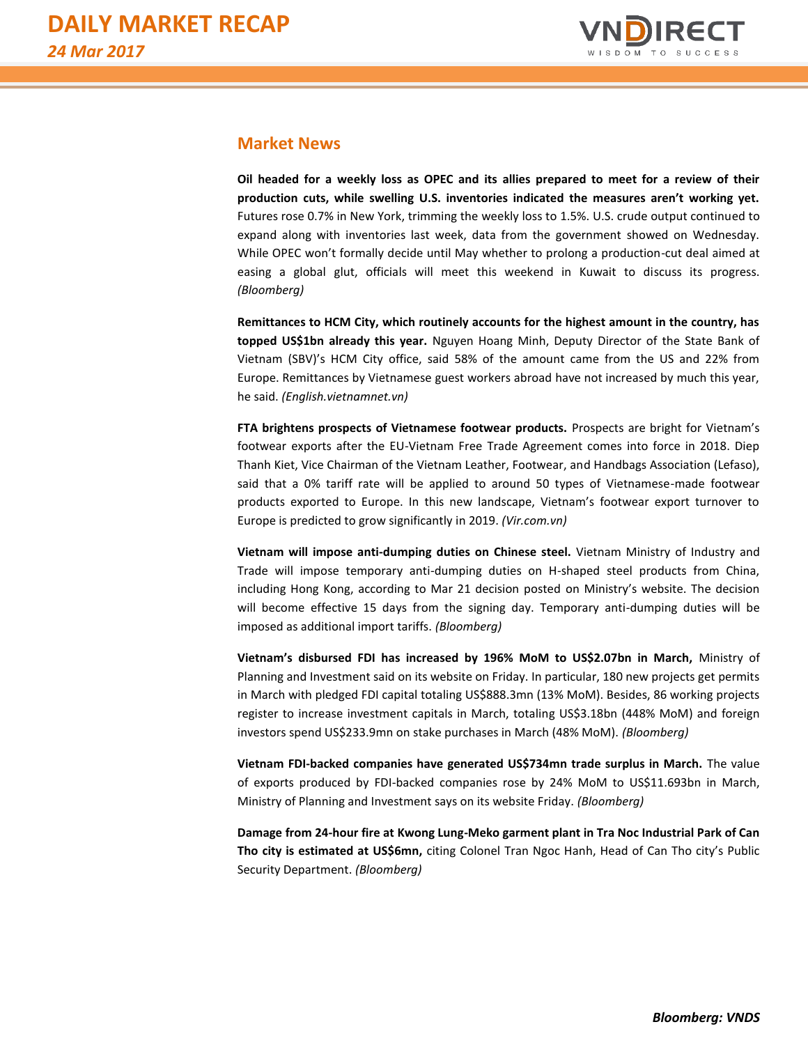## Market News

**Oil headed for a weekly loss as OPEC and its allies prepared to meet for a review of their production cuts, while swelling U.S. inventories indicated the measures aren't working yet.** Futures rose 0.7% in New York, trimming the weekly loss to 1.5%. U.S. crude output continued to expand along with inventories last week, data from the government showed on Wednesday. While OPEC won't formally decide until May whether to prolong a production-cut deal aimed at easing a global glut, officials will meet this weekend in Kuwait to discuss its progress. *(Bloomberg)*

**Remittances to HCM City, which routinely accounts for the highest amount in the country, has topped US$1bn already this year.** Nguyen Hoang Minh, Deputy Director of the State Bank of Vietnam (SBV)'s HCM City office, said 58% of the amount came from the US and 22% from Europe. Remittances by Vietnamese guest workers abroad have not increased by much this year, he said. *(English.vietnamnet.vn)*

**FTA brightens prospects of Vietnamese footwear products.** Prospects are bright for Vietnam's footwear exports after the EU-Vietnam Free Trade Agreement comes into force in 2018. Diep Thanh Kiet, Vice Chairman of the Vietnam Leather, Footwear, and Handbags Association (Lefaso), said that a 0% tariff rate will be applied to around 50 types of Vietnamese-made footwear products exported to Europe. In this new landscape, Vietnam's footwear export turnover to Europe is predicted to grow significantly in 2019. *(Vir.com.vn)*

**Vietnam will impose anti-dumping duties on Chinese steel.** Vietnam Ministry of Industry and Trade will impose temporary anti-dumping duties on H-shaped steel products from China, including Hong Kong, according to Mar 21 decision posted on Ministry's website. The decision will become effective 15 days from the signing day. Temporary anti-dumping duties will be imposed as additional import tariffs. *(Bloomberg)*

**Vietnam's disbursed FDI has increased by 196% MoM to US$2.07bn in March,** Ministry of Planning and Investment said on its website on Friday. In particular, 180 new projects get permits in March with pledged FDI capital totaling US$888.3mn (13% MoM). Besides, 86 working projects register to increase investment capitals in March, totaling US$3.18bn (448% MoM) and foreign investors spend US$233.9mn on stake purchases in March (48% MoM). *(Bloomberg)*

**Vietnam FDI-backed companies have generated US$734mn trade surplus in March.** The value of exports produced by FDI-backed companies rose by 24% MoM to US$11.693bn in March, Ministry of Planning and Investment says on its website Friday. *(Bloomberg)*

**Damage from 24-hour fire at Kwong Lung-Meko garment plant in Tra Noc Industrial Park of Can Tho city is estimated at US$6mn,** citing Colonel Tran Ngoc Hanh, Head of Can Tho city's Public Security Department. *(Bloomberg)*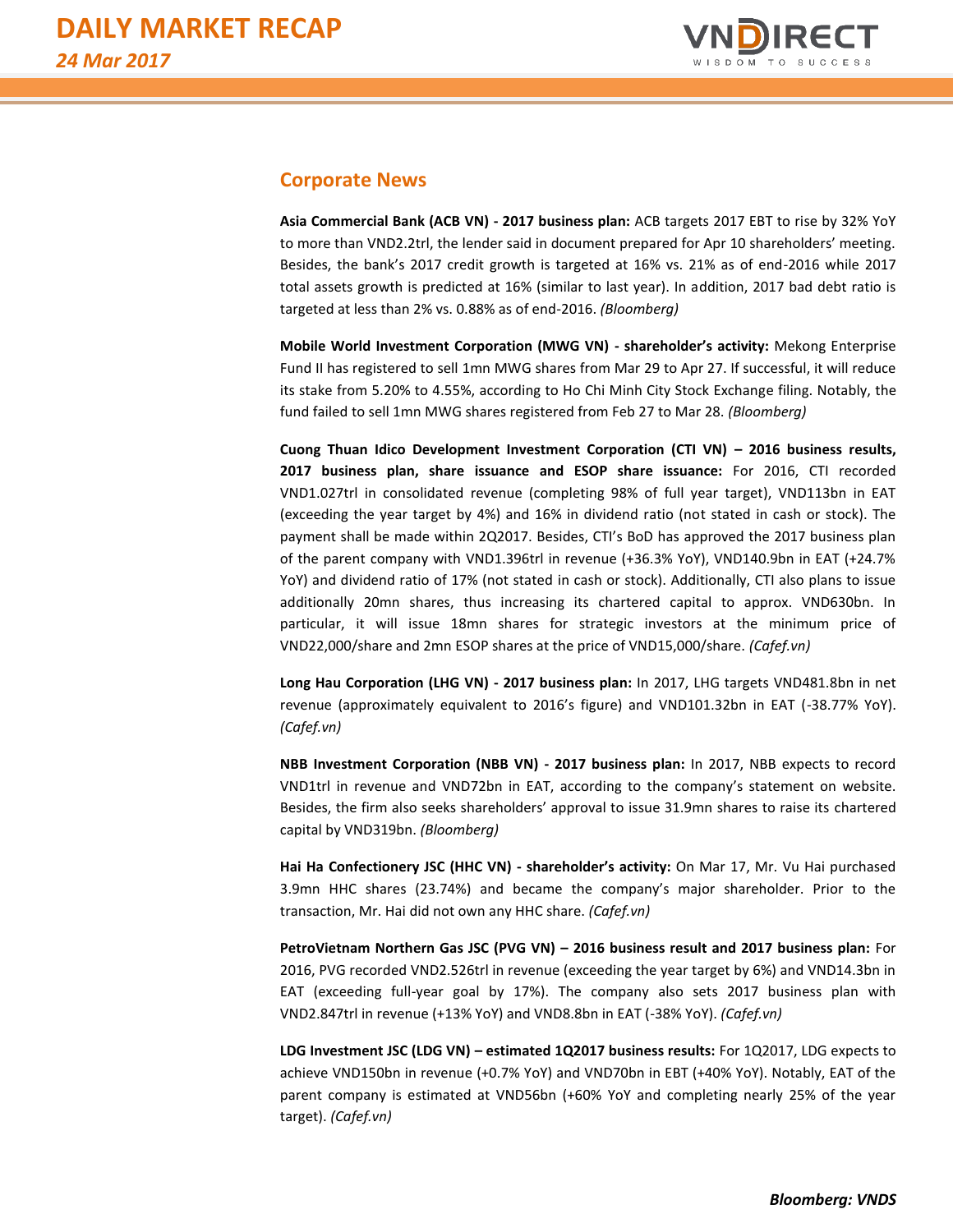## Corporate News

**Asia Commercial Bank (ACB VN) - 2017 business plan:** ACB targets 2017 EBT to rise by 32% YoY to more than VND2.2trl, the lender said in document prepared for Apr 10 shareholders' meeting. Besides, the bank's 2017 credit growth is targeted at 16% vs. 21% as of end-2016 while 2017 total assets growth is predicted at 16% (similar to last year). In addition, 2017 bad debt ratio is targeted at less than 2% vs. 0.88% as of end-2016. *(Bloomberg)*

**Mobile World Investment Corporation (MWG VN) - shareholder's activity:** Mekong Enterprise Fund II has registered to sell 1mn MWG shares from Mar 29 to Apr 27. If successful, it will reduce its stake from 5.20% to 4.55%, according to Ho Chi Minh City Stock Exchange filing. Notably, the fund failed to sell 1mn MWG shares registered from Feb 27 to Mar 28. *(Bloomberg)*

**Cuong Thuan Idico Development Investment Corporation (CTI VN) – 2016 business results, 2017 business plan, share issuance and ESOP share issuance:** For 2016, CTI recorded VND1.027trl in consolidated revenue (completing 98% of full year target), VND113bn in EAT (exceeding the year target by 4%) and 16% in dividend ratio (not stated in cash or stock). The payment shall be made within 2Q2017. Besides, CTI's BoD has approved the 2017 business plan of the parent company with VND1.396trl in revenue (+36.3% YoY), VND140.9bn in EAT (+24.7% YoY) and dividend ratio of 17% (not stated in cash or stock). Additionally, CTI also plans to issue additionally 20mn shares, thus increasing its chartered capital to approx. VND630bn. In particular, it will issue 18mn shares for strategic investors at the minimum price of VND22,000/share and 2mn ESOP shares at the price of VND15,000/share. *(Cafef.vn)*

**Long Hau Corporation (LHG VN) - 2017 business plan:** In 2017, LHG targets VND481.8bn in net revenue (approximately equivalent to 2016's figure) and VND101.32bn in EAT (-38.77% YoY). *(Cafef.vn)*

**NBB Investment Corporation (NBB VN) - 2017 business plan:** In 2017, NBB expects to record VND1trl in revenue and VND72bn in EAT, according to the company's statement on website. Besides, the firm also seeks shareholders' approval to issue 31.9mn shares to raise its chartered capital by VND319bn. *(Bloomberg)*

**Hai Ha Confectionery JSC (HHC VN) - shareholder's activity:** On Mar 17, Mr. Vu Hai purchased 3.9mn HHC shares (23.74%) and became the company's major shareholder. Prior to the transaction, Mr. Hai did not own any HHC share. *(Cafef.vn)*

**PetroVietnam Northern Gas JSC (PVG VN) – 2016 business result and 2017 business plan:** For 2016, PVG recorded VND2.526trl in revenue (exceeding the year target by 6%) and VND14.3bn in EAT (exceeding full-year goal by 17%). The company also sets 2017 business plan with VND2.847trl in revenue (+13% YoY) and VND8.8bn in EAT (-38% YoY). *(Cafef.vn)*

**LDG Investment JSC (LDG VN) – estimated 1Q2017 business results:** For 1Q2017, LDG expects to achieve VND150bn in revenue (+0.7% YoY) and VND70bn in EBT (+40% YoY). Notably, EAT of the parent company is estimated at VND56bn (+60% YoY and completing nearly 25% of the year target). *(Cafef.vn)*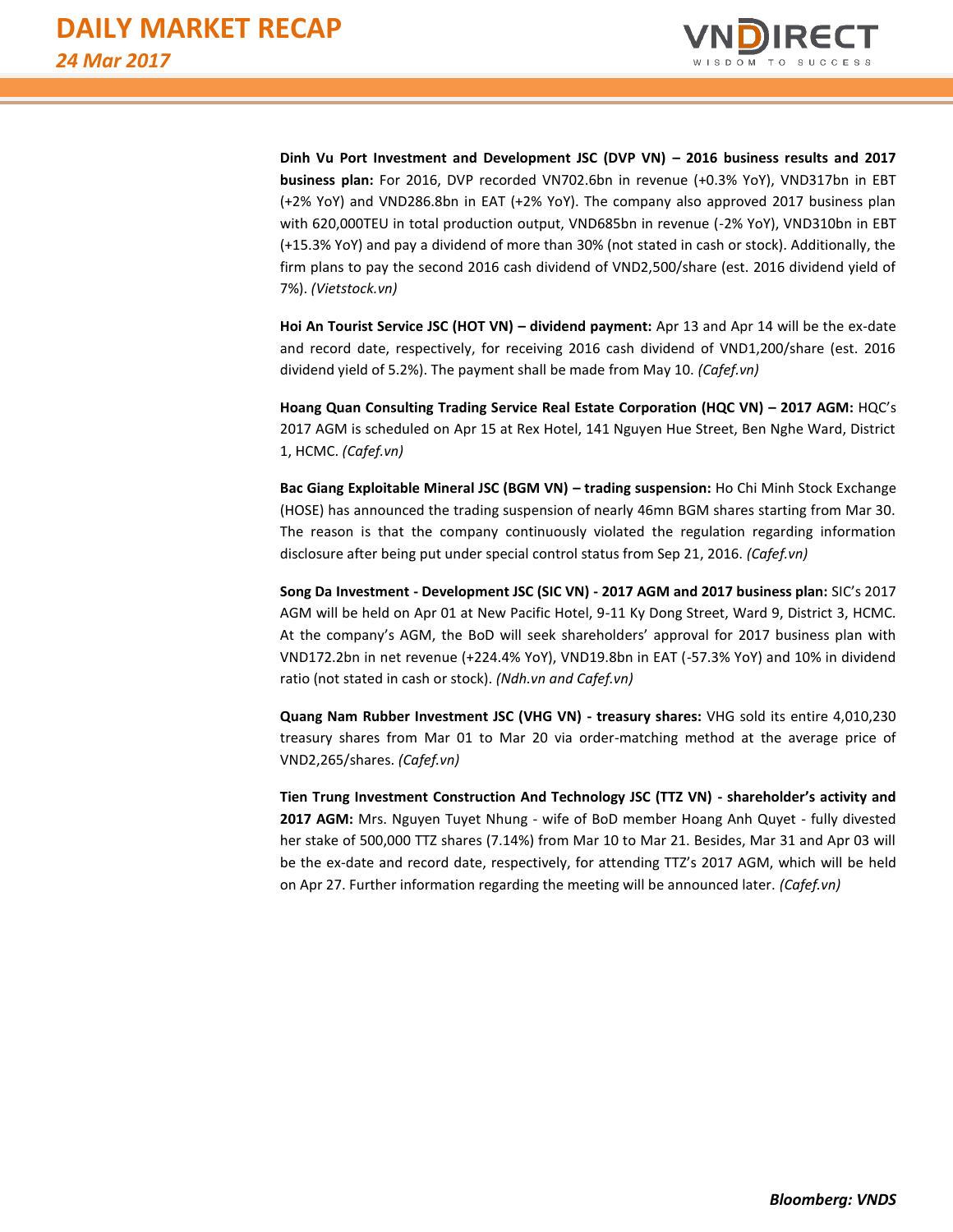**Dinh Vu Port Investment and Development JSC (DVP VN) – 2016 business results and 2017 business plan:** For 2016, DVP recorded VN702.6bn in revenue (+0.3% YoY), VND317bn in EBT (+2% YoY) and VND286.8bn in EAT (+2% YoY). The company also approved 2017 business plan with 620,000TEU in total production output, VND685bn in revenue (-2% YoY), VND310bn in EBT (+15.3% YoY) and pay a dividend of more than 30% (not stated in cash or stock). Additionally, the firm plans to pay the second 2016 cash dividend of VND2,500/share (est. 2016 dividend yield of 7%). *(Vietstock.vn)*

**Hoi An Tourist Service JSC (HOT VN) – dividend payment:** Apr 13 and Apr 14 will be the ex-date and record date, respectively, for receiving 2016 cash dividend of VND1,200/share (est. 2016 dividend yield of 5.2%). The payment shall be made from May 10. *(Cafef.vn)*

**Hoang Quan Consulting Trading Service Real Estate Corporation (HQC VN) – 2017 AGM:** HQC's 2017 AGM is scheduled on Apr 15 at Rex Hotel, 141 Nguyen Hue Street, Ben Nghe Ward, District 1, HCMC. *(Cafef.vn)*

**Bac Giang Exploitable Mineral JSC (BGM VN) – trading suspension:** Ho Chi Minh Stock Exchange (HOSE) has announced the trading suspension of nearly 46mn BGM shares starting from Mar 30. The reason is that the company continuously violated the regulation regarding information disclosure after being put under special control status from Sep 21, 2016. *(Cafef.vn)*

**Song Da Investment - Development JSC (SIC VN) - 2017 AGM and 2017 business plan:** SIC's 2017 AGM will be held on Apr 01 at New Pacific Hotel, 9-11 Ky Dong Street, Ward 9, District 3, HCMC. At the company's AGM, the BoD will seek shareholders' approval for 2017 business plan with VND172.2bn in net revenue (+224.4% YoY), VND19.8bn in EAT (-57.3% YoY) and 10% in dividend ratio (not stated in cash or stock). *(Ndh.vn and Cafef.vn)*

**Quang Nam Rubber Investment JSC (VHG VN) - treasury shares:** VHG sold its entire 4,010,230 treasury shares from Mar 01 to Mar 20 via order-matching method at the average price of VND2,265/shares. *(Cafef.vn)*

**Tien Trung Investment Construction And Technology JSC (TTZ VN) - shareholder's activity and 2017 AGM:** Mrs. Nguyen Tuyet Nhung - wife of BoD member Hoang Anh Quyet - fully divested her stake of 500,000 TTZ shares (7.14%) from Mar 10 to Mar 21. Besides, Mar 31 and Apr 03 will be the ex-date and record date, respectively, for attending TTZ's 2017 AGM, which will be held on Apr 27. Further information regarding the meeting will be announced later. *(Cafef.vn)*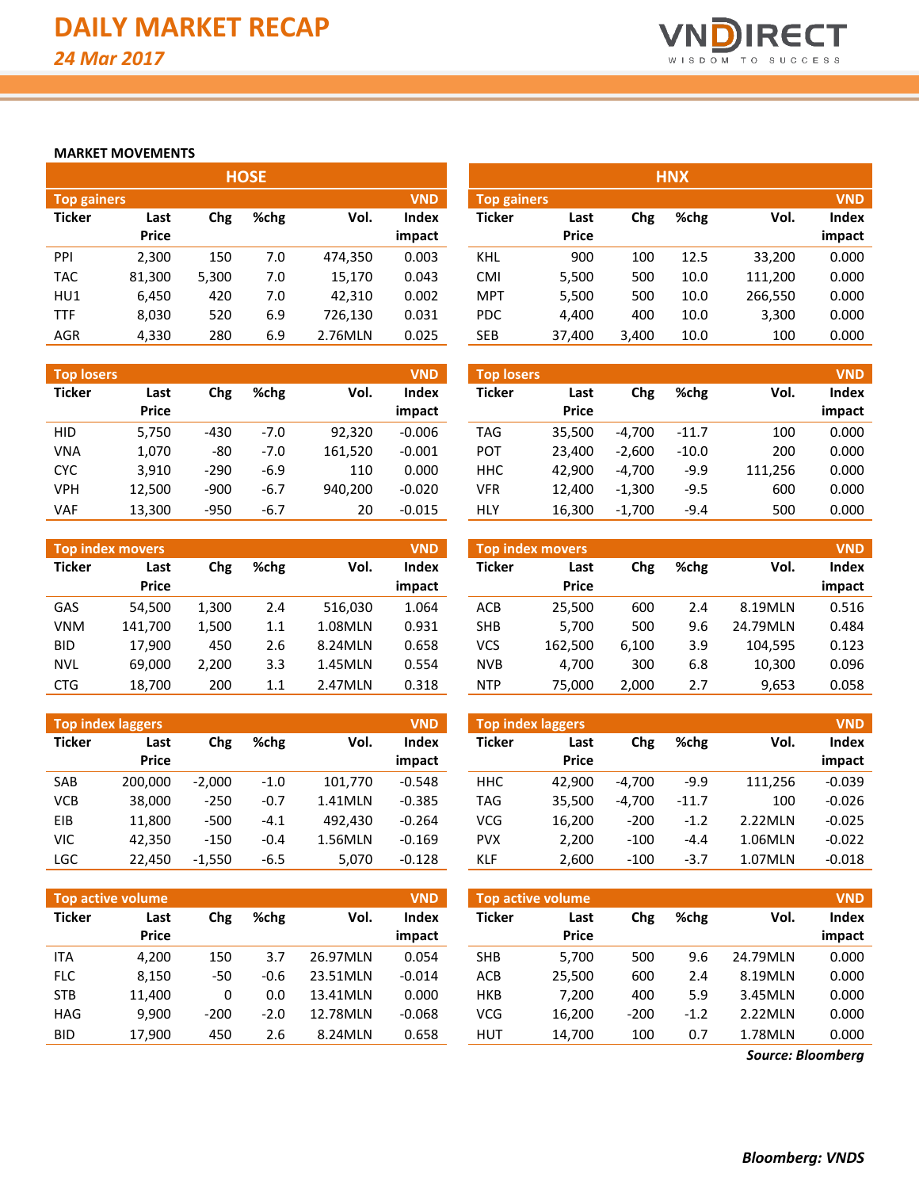# DAILY MARKET RECAP

*24 Mar 2017*

## MARKET MOVEMENTS

### HOSE

**Top gainers** (VND)

| Ticker | Last Price | Chg | %chg | Vol. | Index impact |
|---|---|---|---|---|---|
| PPI | 2,300 | 150 | 7.0 | 474,350 | 0.003 |
| TAC | 81,300 | 5,300 | 7.0 | 15,170 | 0.043 |
| HU1 | 6,450 | 420 | 7.0 | 42,310 | 0.002 |
| TTF | 8,030 | 520 | 6.9 | 726,130 | 0.031 |
| AGR | 4,330 | 280 | 6.9 | 2.76MLN | 0.025 |

**Top losers** (VND)

| Ticker | Last Price | Chg | %chg | Vol. | Index impact |
|---|---|---|---|---|---|
| HID | 5,750 | -430 | -7.0 | 92,320 | -0.006 |
| VNA | 1,070 | -80 | -7.0 | 161,520 | -0.001 |
| CYC | 3,910 | -290 | -6.9 | 110 | 0.000 |
| VPH | 12,500 | -900 | -6.7 | 940,200 | -0.020 |
| VAF | 13,300 | -950 | -6.7 | 20 | -0.015 |

**Top index movers** (VND)

| Ticker | Last Price | Chg | %chg | Vol. | Index impact |
|---|---|---|---|---|---|
| GAS | 54,500 | 1,300 | 2.4 | 516,030 | 1.064 |
| VNM | 141,700 | 1,500 | 1.1 | 1.08MLN | 0.931 |
| BID | 17,900 | 450 | 2.6 | 8.24MLN | 0.658 |
| NVL | 69,000 | 2,200 | 3.3 | 1.45MLN | 0.554 |
| CTG | 18,700 | 200 | 1.1 | 2.47MLN | 0.318 |

**Top index laggers** (VND)

| Ticker | Last Price | Chg | %chg | Vol. | Index impact |
|---|---|---|---|---|---|
| SAB | 200,000 | -2,000 | -1.0 | 101,770 | -0.548 |
| VCB | 38,000 | -250 | -0.7 | 1.41MLN | -0.385 |
| EIB | 11,800 | -500 | -4.1 | 492,430 | -0.264 |
| VIC | 42,350 | -150 | -0.4 | 1.56MLN | -0.169 |
| LGC | 22,450 | -1,550 | -6.5 | 5,070 | -0.128 |

**Top active volume** (VND)

| Ticker | Last Price | Chg | %chg | Vol. | Index impact |
|---|---|---|---|---|---|
| ITA | 4,200 | 150 | 3.7 | 26.97MLN | 0.054 |
| FLC | 8,150 | -50 | -0.6 | 23.51MLN | -0.014 |
| STB | 11,400 | 0 | 0.0 | 13.41MLN | 0.000 |
| HAG | 9,900 | -200 | -2.0 | 12.78MLN | -0.068 |
| BID | 17,900 | 450 | 2.6 | 8.24MLN | 0.658 |

### HNX

**Top gainers** (VND)

| Ticker | Last Price | Chg | %chg | Vol. | Index impact |
|---|---|---|---|---|---|
| KHL | 900 | 100 | 12.5 | 33,200 | 0.000 |
| CMI | 5,500 | 500 | 10.0 | 111,200 | 0.000 |
| MPT | 5,500 | 500 | 10.0 | 266,550 | 0.000 |
| PDC | 4,400 | 400 | 10.0 | 3,300 | 0.000 |
| SEB | 37,400 | 3,400 | 10.0 | 100 | 0.000 |

**Top losers** (VND)

| Ticker | Last Price | Chg | %chg | Vol. | Index impact |
|---|---|---|---|---|---|
| TAG | 35,500 | -4,700 | -11.7 | 100 | 0.000 |
| POT | 23,400 | -2,600 | -10.0 | 200 | 0.000 |
| HHC | 42,900 | -4,700 | -9.9 | 111,256 | 0.000 |
| VFR | 12,400 | -1,300 | -9.5 | 600 | 0.000 |
| HLY | 16,300 | -1,700 | -9.4 | 500 | 0.000 |

**Top index movers** (VND)

| Ticker | Last Price | Chg | %chg | Vol. | Index impact |
|---|---|---|---|---|---|
| ACB | 25,500 | 600 | 2.4 | 8.19MLN | 0.516 |
| SHB | 5,700 | 500 | 9.6 | 24.79MLN | 0.484 |
| VCS | 162,500 | 6,100 | 3.9 | 104,595 | 0.123 |
| NVB | 4,700 | 300 | 6.8 | 10,300 | 0.096 |
| NTP | 75,000 | 2,000 | 2.7 | 9,653 | 0.058 |

**Top index laggers** (VND)

| Ticker | Last Price | Chg | %chg | Vol. | Index impact |
|---|---|---|---|---|---|
| HHC | 42,900 | -4,700 | -9.9 | 111,256 | -0.039 |
| TAG | 35,500 | -4,700 | -11.7 | 100 | -0.026 |
| VCG | 16,200 | -200 | -1.2 | 2.22MLN | -0.025 |
| PVX | 2,200 | -100 | -4.4 | 1.06MLN | -0.022 |
| KLF | 2,600 | -100 | -3.7 | 1.07MLN | -0.018 |

**Top active volume** (VND)

| Ticker | Last Price | Chg | %chg | Vol. | Index impact |
|---|---|---|---|---|---|
| SHB | 5,700 | 500 | 9.6 | 24.79MLN | 0.000 |
| ACB | 25,500 | 600 | 2.4 | 8.19MLN | 0.000 |
| HKB | 7,200 | 400 | 5.9 | 3.45MLN | 0.000 |
| VCG | 16,200 | -200 | -1.2 | 2.22MLN | 0.000 |
| HUT | 14,700 | 100 | 0.7 | 1.78MLN | 0.000 |

*Source: Bloomberg*

***Bloomberg: VNDS***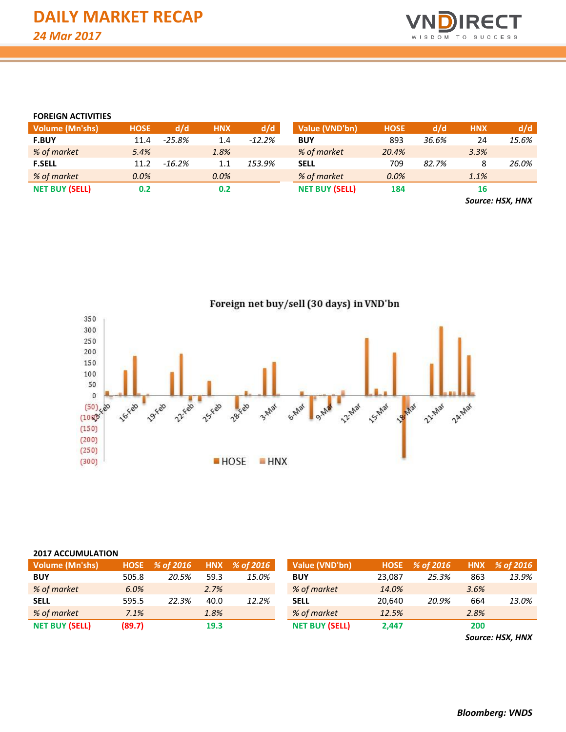# DAILY MARKET RECAP

*24 Mar 2017*

**FOREIGN ACTIVITIES**

| Volume (Mn'shs) | HOSE | d/d | HNX | d/d |
|---|---|---|---|---|
| **F.BUY** | 11.4 | *-25.8%* | 1.4 | *-12.2%* |
| *% of market* | *5.4%* | | *1.8%* | |
| **F.SELL** | 11.2 | *-16.2%* | 1.1 | *153.9%* |
| *% of market* | *0.0%* | | *0.0%* | |
| **NET BUY (SELL)** | **0.2** | | **0.2** | |

| Value (VND'bn) | HOSE | d/d | HNX | d/d |
|---|---|---|---|---|
| **BUY** | 893 | *36.6%* | 24 | *15.6%* |
| *% of market* | *20.4%* | | *3.3%* | |
| **SELL** | 709 | *82.7%* | 8 | *26.0%* |
| *% of market* | *0.0%* | | *1.1%* | |
| **NET BUY (SELL)** | **184** | | **16** | |

***Source: HSX, HNX***

Foreign net buy/sell (30 days) in VND'bn

**2017 ACCUMULATION**

| Volume (Mn'shs) | HOSE | % of 2016 | HNX | % of 2016 |
|---|---|---|---|---|
| **BUY** | 505.8 | *20.5%* | 59.3 | *15.0%* |
| *% of market* | *6.0%* | | *2.7%* | |
| **SELL** | 595.5 | *22.3%* | 40.0 | *12.2%* |
| *% of market* | *7.1%* | | *1.8%* | |
| **NET BUY (SELL)** | **(89.7)** | | **19.3** | |

| Value (VND'bn) | HOSE | % of 2016 | HNX | % of 2016 |
|---|---|---|---|---|
| **BUY** | 23,087 | *25.3%* | 863 | *13.9%* |
| *% of market* | *14.0%* | | *3.6%* | |
| **SELL** | 20,640 | *20.9%* | 664 | *13.0%* |
| *% of market* | *12.5%* | | *2.8%* | |
| **NET BUY (SELL)** | **2,447** | | **200** | |

***Source: HSX, HNX***

***Bloomberg: VNDS***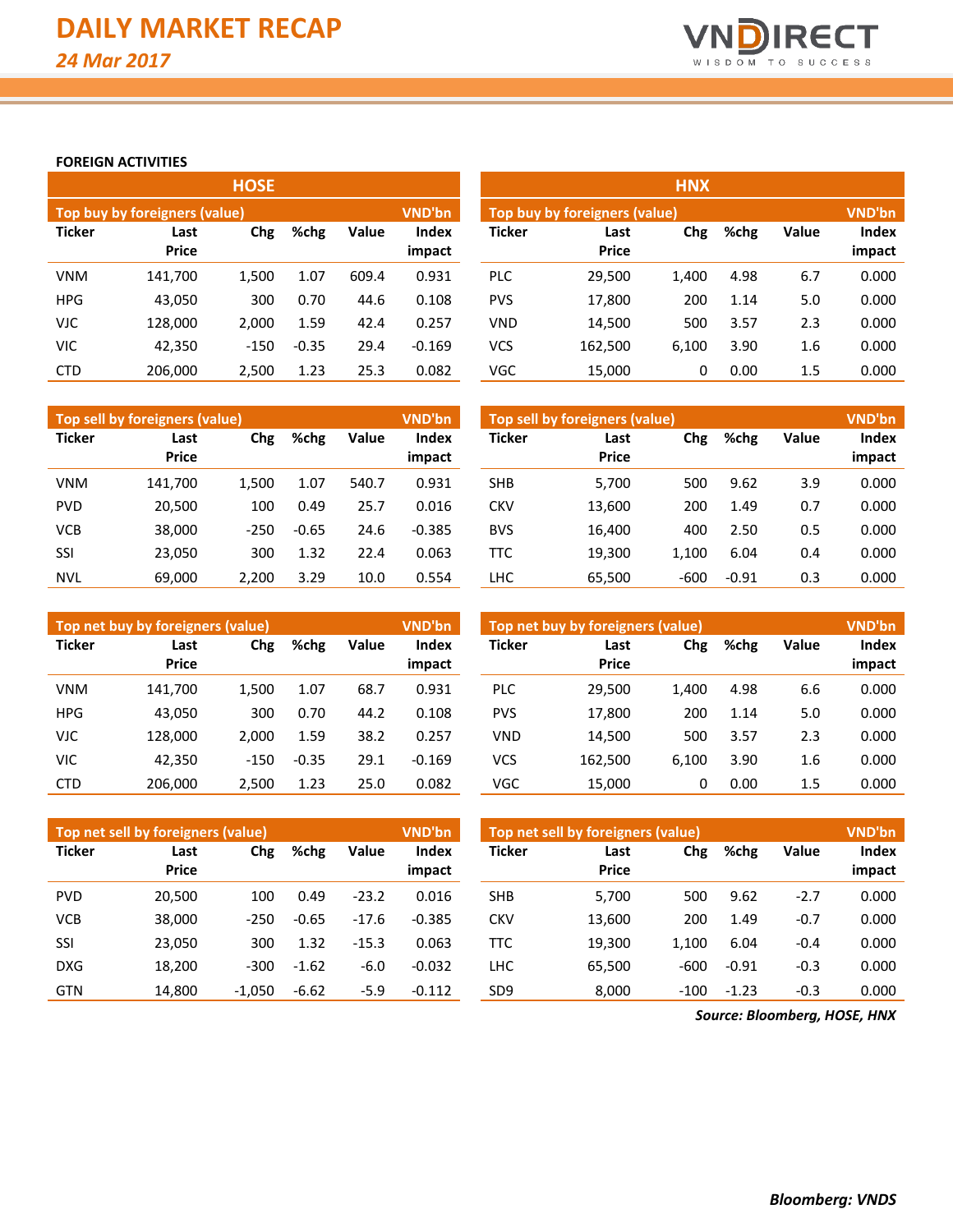# DAILY MARKET RECAP

*24 Mar 2017*

## FOREIGN ACTIVITIES

### HOSE

**Top buy by foreigners (value)** — VND'bn

| Ticker | Last Price | Chg | %chg | Value | Index impact |
|---|---|---|---|---|---|
| VNM | 141,700 | 1,500 | 1.07 | 609.4 | 0.931 |
| HPG | 43,050 | 300 | 0.70 | 44.6 | 0.108 |
| VJC | 128,000 | 2,000 | 1.59 | 42.4 | 0.257 |
| VIC | 42,350 | -150 | -0.35 | 29.4 | -0.169 |
| CTD | 206,000 | 2,500 | 1.23 | 25.3 | 0.082 |

**Top sell by foreigners (value)** — VND'bn

| Ticker | Last Price | Chg | %chg | Value | Index impact |
|---|---|---|---|---|---|
| VNM | 141,700 | 1,500 | 1.07 | 540.7 | 0.931 |
| PVD | 20,500 | 100 | 0.49 | 25.7 | 0.016 |
| VCB | 38,000 | -250 | -0.65 | 24.6 | -0.385 |
| SSI | 23,050 | 300 | 1.32 | 22.4 | 0.063 |
| NVL | 69,000 | 2,200 | 3.29 | 10.0 | 0.554 |

**Top net buy by foreigners (value)** — VND'bn

| Ticker | Last Price | Chg | %chg | Value | Index impact |
|---|---|---|---|---|---|
| VNM | 141,700 | 1,500 | 1.07 | 68.7 | 0.931 |
| HPG | 43,050 | 300 | 0.70 | 44.2 | 0.108 |
| VJC | 128,000 | 2,000 | 1.59 | 38.2 | 0.257 |
| VIC | 42,350 | -150 | -0.35 | 29.1 | -0.169 |
| CTD | 206,000 | 2,500 | 1.23 | 25.0 | 0.082 |

**Top net sell by foreigners (value)** — VND'bn

| Ticker | Last Price | Chg | %chg | Value | Index impact |
|---|---|---|---|---|---|
| PVD | 20,500 | 100 | 0.49 | -23.2 | 0.016 |
| VCB | 38,000 | -250 | -0.65 | -17.6 | -0.385 |
| SSI | 23,050 | 300 | 1.32 | -15.3 | 0.063 |
| DXG | 18,200 | -300 | -1.62 | -6.0 | -0.032 |
| GTN | 14,800 | -1,050 | -6.62 | -5.9 | -0.112 |

### HNX

**Top buy by foreigners (value)** — VND'bn

| Ticker | Last Price | Chg | %chg | Value | Index impact |
|---|---|---|---|---|---|
| PLC | 29,500 | 1,400 | 4.98 | 6.7 | 0.000 |
| PVS | 17,800 | 200 | 1.14 | 5.0 | 0.000 |
| VND | 14,500 | 500 | 3.57 | 2.3 | 0.000 |
| VCS | 162,500 | 6,100 | 3.90 | 1.6 | 0.000 |
| VGC | 15,000 | 0 | 0.00 | 1.5 | 0.000 |

**Top sell by foreigners (value)** — VND'bn

| Ticker | Last Price | Chg | %chg | Value | Index impact |
|---|---|---|---|---|---|
| SHB | 5,700 | 500 | 9.62 | 3.9 | 0.000 |
| CKV | 13,600 | 200 | 1.49 | 0.7 | 0.000 |
| BVS | 16,400 | 400 | 2.50 | 0.5 | 0.000 |
| TTC | 19,300 | 1,100 | 6.04 | 0.4 | 0.000 |
| LHC | 65,500 | -600 | -0.91 | 0.3 | 0.000 |

**Top net buy by foreigners (value)** — VND'bn

| Ticker | Last Price | Chg | %chg | Value | Index impact |
|---|---|---|---|---|---|
| PLC | 29,500 | 1,400 | 4.98 | 6.6 | 0.000 |
| PVS | 17,800 | 200 | 1.14 | 5.0 | 0.000 |
| VND | 14,500 | 500 | 3.57 | 2.3 | 0.000 |
| VCS | 162,500 | 6,100 | 3.90 | 1.6 | 0.000 |
| VGC | 15,000 | 0 | 0.00 | 1.5 | 0.000 |

**Top net sell by foreigners (value)** — VND'bn

| Ticker | Last Price | Chg | %chg | Value | Index impact |
|---|---|---|---|---|---|
| SHB | 5,700 | 500 | 9.62 | -2.7 | 0.000 |
| CKV | 13,600 | 200 | 1.49 | -0.7 | 0.000 |
| TTC | 19,300 | 1,100 | 6.04 | -0.4 | 0.000 |
| LHC | 65,500 | -600 | -0.91 | -0.3 | 0.000 |
| SD9 | 8,000 | -100 | -1.23 | -0.3 | 0.000 |

***Source: Bloomberg, HOSE, HNX***

***Bloomberg: VNDS***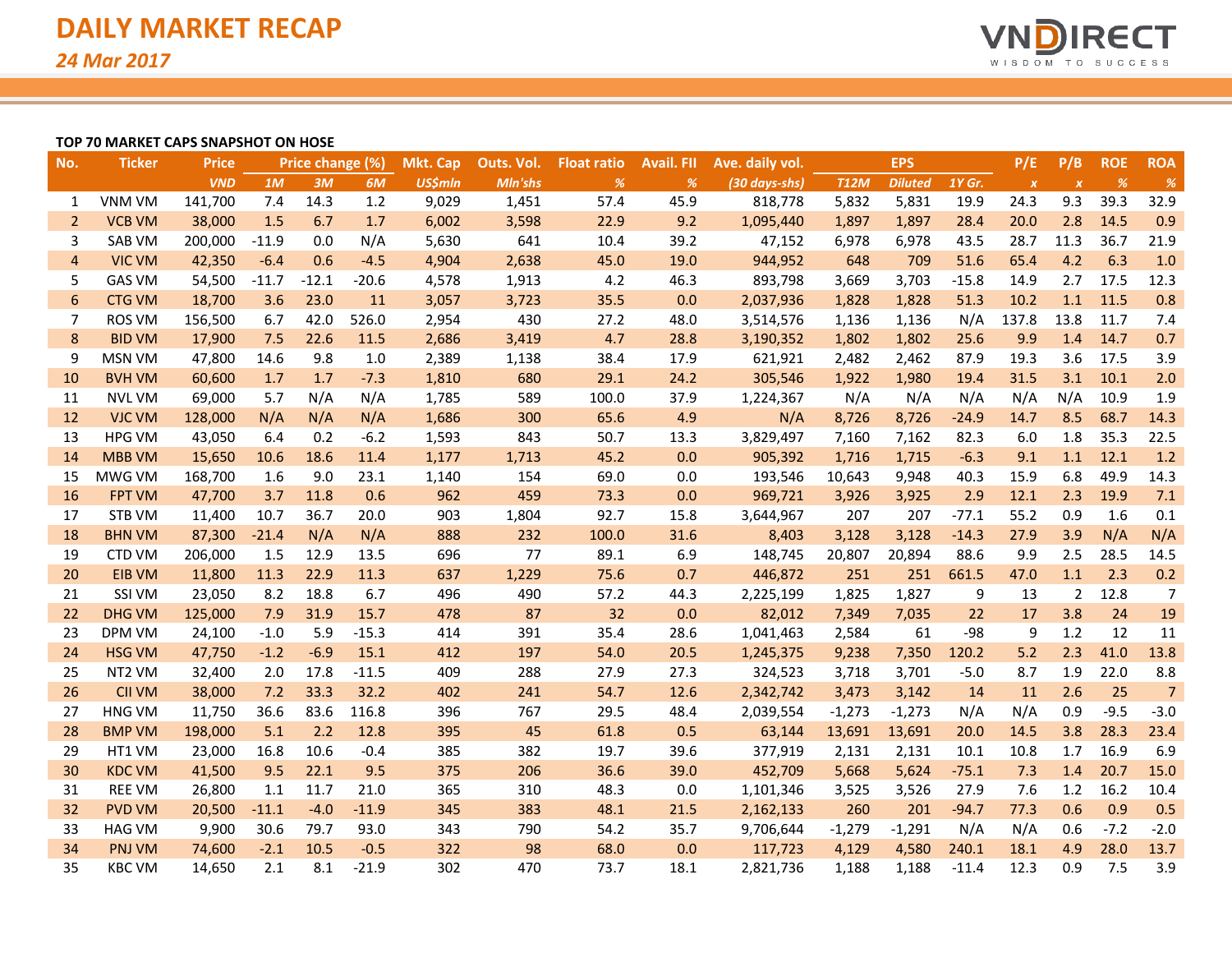# DAILY MARKET RECAP

*24 Mar 2017*

**TOP 70 MARKET CAPS SNAPSHOT ON HOSE**

| No. | Ticker | Price | Price change (%) | | | Mkt. Cap | Outs. Vol. | Float ratio | Avail. FII | Ave. daily vol. | EPS | | | P/E | P/B | ROE | ROA |
|---|---|---|---|---|---|---|---|---|---|---|---|---|---|---|---|---|---|
| | | VND | 1M | 3M | 6M | US$mln | Mln'shs | % | % | (30 days-shs) | T12M | Diluted | 1Y Gr. | x | x | % | % |
| 1 | VNM VM | 141,700 | 7.4 | 14.3 | 1.2 | 9,029 | 1,451 | 57.4 | 45.9 | 818,778 | 5,832 | 5,831 | 19.9 | 24.3 | 9.3 | 39.3 | 32.9 |
| 2 | VCB VM | 38,000 | 1.5 | 6.7 | 1.7 | 6,002 | 3,598 | 22.9 | 9.2 | 1,095,440 | 1,897 | 1,897 | 28.4 | 20.0 | 2.8 | 14.5 | 0.9 |
| 3 | SAB VM | 200,000 | -11.9 | 0.0 | N/A | 5,630 | 641 | 10.4 | 39.2 | 47,152 | 6,978 | 6,978 | 43.5 | 28.7 | 11.3 | 36.7 | 21.9 |
| 4 | VIC VM | 42,350 | -6.4 | 0.6 | -4.5 | 4,904 | 2,638 | 45.0 | 19.0 | 944,952 | 648 | 709 | 51.6 | 65.4 | 4.2 | 6.3 | 1.0 |
| 5 | GAS VM | 54,500 | -11.7 | -12.1 | -20.6 | 4,578 | 1,913 | 4.2 | 46.3 | 893,798 | 3,669 | 3,703 | -15.8 | 14.9 | 2.7 | 17.5 | 12.3 |
| 6 | CTG VM | 18,700 | 3.6 | 23.0 | 11 | 3,057 | 3,723 | 35.5 | 0.0 | 2,037,936 | 1,828 | 1,828 | 51.3 | 10.2 | 1.1 | 11.5 | 0.8 |
| 7 | ROS VM | 156,500 | 6.7 | 42.0 | 526.0 | 2,954 | 430 | 27.2 | 48.0 | 3,514,576 | 1,136 | 1,136 | N/A | 137.8 | 13.8 | 11.7 | 7.4 |
| 8 | BID VM | 17,900 | 7.5 | 22.6 | 11.5 | 2,686 | 3,419 | 4.7 | 28.8 | 3,190,352 | 1,802 | 1,802 | 25.6 | 9.9 | 1.4 | 14.7 | 0.7 |
| 9 | MSN VM | 47,800 | 14.6 | 9.8 | 1.0 | 2,389 | 1,138 | 38.4 | 17.9 | 621,921 | 2,482 | 2,462 | 87.9 | 19.3 | 3.6 | 17.5 | 3.9 |
| 10 | BVH VM | 60,600 | 1.7 | 1.7 | -7.3 | 1,810 | 680 | 29.1 | 24.2 | 305,546 | 1,922 | 1,980 | 19.4 | 31.5 | 3.1 | 10.1 | 2.0 |
| 11 | NVL VM | 69,000 | 5.7 | N/A | N/A | 1,785 | 589 | 100.0 | 37.9 | 1,224,367 | N/A | N/A | N/A | N/A | N/A | 10.9 | 1.9 |
| 12 | VJC VM | 128,000 | N/A | N/A | N/A | 1,686 | 300 | 65.6 | 4.9 | N/A | 8,726 | 8,726 | -24.9 | 14.7 | 8.5 | 68.7 | 14.3 |
| 13 | HPG VM | 43,050 | 6.4 | 0.2 | -6.2 | 1,593 | 843 | 50.7 | 13.3 | 3,829,497 | 7,160 | 7,162 | 82.3 | 6.0 | 1.8 | 35.3 | 22.5 |
| 14 | MBB VM | 15,650 | 10.6 | 18.6 | 11.4 | 1,177 | 1,713 | 45.2 | 0.0 | 905,392 | 1,716 | 1,715 | -6.3 | 9.1 | 1.1 | 12.1 | 1.2 |
| 15 | MWG VM | 168,700 | 1.6 | 9.0 | 23.1 | 1,140 | 154 | 69.0 | 0.0 | 193,546 | 10,643 | 9,948 | 40.3 | 15.9 | 6.8 | 49.9 | 14.3 |
| 16 | FPT VM | 47,700 | 3.7 | 11.8 | 0.6 | 962 | 459 | 73.3 | 0.0 | 969,721 | 3,926 | 3,925 | 2.9 | 12.1 | 2.3 | 19.9 | 7.1 |
| 17 | STB VM | 11,400 | 10.7 | 36.7 | 20.0 | 903 | 1,804 | 92.7 | 15.8 | 3,644,967 | 207 | 207 | -77.1 | 55.2 | 0.9 | 1.6 | 0.1 |
| 18 | BHN VM | 87,300 | -21.4 | N/A | N/A | 888 | 232 | 100.0 | 31.6 | 8,403 | 3,128 | 3,128 | -14.3 | 27.9 | 3.9 | N/A | N/A |
| 19 | CTD VM | 206,000 | 1.5 | 12.9 | 13.5 | 696 | 77 | 89.1 | 6.9 | 148,745 | 20,807 | 20,894 | 88.6 | 9.9 | 2.5 | 28.5 | 14.5 |
| 20 | EIB VM | 11,800 | 11.3 | 22.9 | 11.3 | 637 | 1,229 | 75.6 | 0.7 | 446,872 | 251 | 251 | 661.5 | 47.0 | 1.1 | 2.3 | 0.2 |
| 21 | SSI VM | 23,050 | 8.2 | 18.8 | 6.7 | 496 | 490 | 57.2 | 44.3 | 2,225,199 | 1,825 | 1,827 | 9 | 13 | 2 | 12.8 | 7 |
| 22 | DHG VM | 125,000 | 7.9 | 31.9 | 15.7 | 478 | 87 | 32 | 0.0 | 82,012 | 7,349 | 7,035 | 22 | 17 | 3.8 | 24 | 19 |
| 23 | DPM VM | 24,100 | -1.0 | 5.9 | -15.3 | 414 | 391 | 35.4 | 28.6 | 1,041,463 | 2,584 | 61 | -98 | 9 | 1.2 | 12 | 11 |
| 24 | HSG VM | 47,750 | -1.2 | -6.9 | 15.1 | 412 | 197 | 54.0 | 20.5 | 1,245,375 | 9,238 | 7,350 | 120.2 | 5.2 | 2.3 | 41.0 | 13.8 |
| 25 | NT2 VM | 32,400 | 2.0 | 17.8 | -11.5 | 409 | 288 | 27.9 | 27.3 | 324,523 | 3,718 | 3,701 | -5.0 | 8.7 | 1.9 | 22.0 | 8.8 |
| 26 | CII VM | 38,000 | 7.2 | 33.3 | 32.2 | 402 | 241 | 54.7 | 12.6 | 2,342,742 | 3,473 | 3,142 | 14 | 11 | 2.6 | 25 | 7 |
| 27 | HNG VM | 11,750 | 36.6 | 83.6 | 116.8 | 396 | 767 | 29.5 | 48.4 | 2,039,554 | -1,273 | -1,273 | N/A | N/A | 0.9 | -9.5 | -3.0 |
| 28 | BMP VM | 198,000 | 5.1 | 2.2 | 12.8 | 395 | 45 | 61.8 | 0.5 | 63,144 | 13,691 | 13,691 | 20.0 | 14.5 | 3.8 | 28.3 | 23.4 |
| 29 | HT1 VM | 23,000 | 16.8 | 10.6 | -0.4 | 385 | 382 | 19.7 | 39.6 | 377,919 | 2,131 | 2,131 | 10.1 | 10.8 | 1.7 | 16.9 | 6.9 |
| 30 | KDC VM | 41,500 | 9.5 | 22.1 | 9.5 | 375 | 206 | 36.6 | 39.0 | 452,709 | 5,668 | 5,624 | -75.1 | 7.3 | 1.4 | 20.7 | 15.0 |
| 31 | REE VM | 26,800 | 1.1 | 11.7 | 21.0 | 365 | 310 | 48.3 | 0.0 | 1,101,346 | 3,525 | 3,526 | 27.9 | 7.6 | 1.2 | 16.2 | 10.4 |
| 32 | PVD VM | 20,500 | -11.1 | -4.0 | -11.9 | 345 | 383 | 48.1 | 21.5 | 2,162,133 | 260 | 201 | -94.7 | 77.3 | 0.6 | 0.9 | 0.5 |
| 33 | HAG VM | 9,900 | 30.6 | 79.7 | 93.0 | 343 | 790 | 54.2 | 35.7 | 9,706,644 | -1,279 | -1,291 | N/A | N/A | 0.6 | -7.2 | -2.0 |
| 34 | PNJ VM | 74,600 | -2.1 | 10.5 | -0.5 | 322 | 98 | 68.0 | 0.0 | 117,723 | 4,129 | 4,580 | 240.1 | 18.1 | 4.9 | 28.0 | 13.7 |
| 35 | KBC VM | 14,650 | 2.1 | 8.1 | -21.9 | 302 | 470 | 73.7 | 18.1 | 2,821,736 | 1,188 | 1,188 | -11.4 | 12.3 | 0.9 | 7.5 | 3.9 |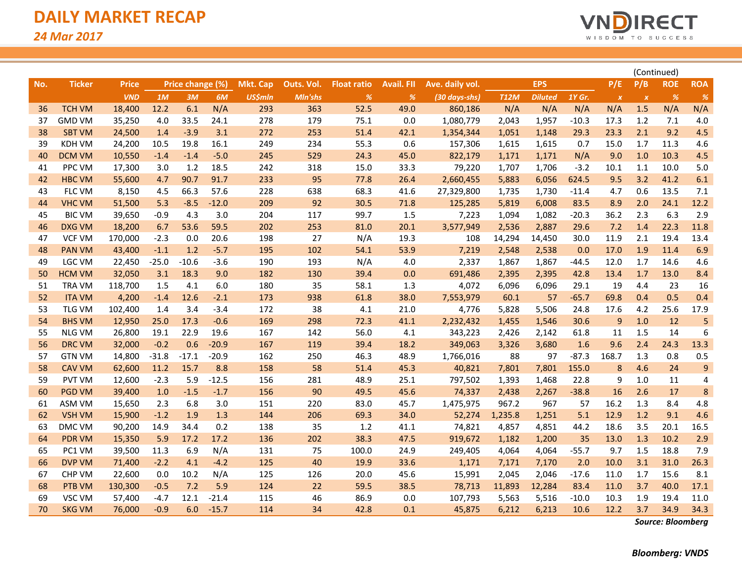# DAILY MARKET RECAP

*24 Mar 2017*

(Continued)

| No. | Ticker | Price | Price change (%) | | | Mkt. Cap | Outs. Vol. | Float ratio | Avail. FII | Ave. daily vol. | EPS | | | P/E | P/B | ROE | ROA |
|---|---|---|---|---|---|---|---|---|---|---|---|---|---|---|---|---|---|
| | | VND | 1M | 3M | 6M | US$mln | Mln'shs | % | % | (30 days-shs) | T12M | Diluted | 1Y Gr. | x | x | % | % |
| 36 | TCH VM | 18,400 | 12.2 | 6.1 | N/A | 293 | 363 | 52.5 | 49.0 | 860,186 | N/A | N/A | N/A | N/A | 1.5 | N/A | N/A |
| 37 | GMD VM | 35,250 | 4.0 | 33.5 | 24.1 | 278 | 179 | 75.1 | 0.0 | 1,080,779 | 2,043 | 1,957 | -10.3 | 17.3 | 1.2 | 7.1 | 4.0 |
| 38 | SBT VM | 24,500 | 1.4 | -3.9 | 3.1 | 272 | 253 | 51.4 | 42.1 | 1,354,344 | 1,051 | 1,148 | 29.3 | 23.3 | 2.1 | 9.2 | 4.5 |
| 39 | KDH VM | 24,200 | 10.5 | 19.8 | 16.1 | 249 | 234 | 55.3 | 0.6 | 157,306 | 1,615 | 1,615 | 0.7 | 15.0 | 1.7 | 11.3 | 4.6 |
| 40 | DCM VM | 10,550 | -1.4 | -1.4 | -5.0 | 245 | 529 | 24.3 | 45.0 | 822,179 | 1,171 | 1,171 | N/A | 9.0 | 1.0 | 10.3 | 4.5 |
| 41 | PPC VM | 17,300 | 3.0 | 1.2 | 18.5 | 242 | 318 | 15.0 | 33.3 | 79,220 | 1,707 | 1,706 | -3.2 | 10.1 | 1.1 | 10.0 | 5.0 |
| 42 | HBC VM | 55,600 | 4.7 | 90.7 | 91.7 | 233 | 95 | 77.8 | 26.4 | 2,660,455 | 5,883 | 6,056 | 624.5 | 9.5 | 3.2 | 41.2 | 6.1 |
| 43 | FLC VM | 8,150 | 4.5 | 66.3 | 57.6 | 228 | 638 | 68.3 | 41.6 | 27,329,800 | 1,735 | 1,730 | -11.4 | 4.7 | 0.6 | 13.5 | 7.1 |
| 44 | VHC VM | 51,500 | 5.3 | -8.5 | -12.0 | 209 | 92 | 30.5 | 71.8 | 125,285 | 5,819 | 6,008 | 83.5 | 8.9 | 2.0 | 24.1 | 12.2 |
| 45 | BIC VM | 39,650 | -0.9 | 4.3 | 3.0 | 204 | 117 | 99.7 | 1.5 | 7,223 | 1,094 | 1,082 | -20.3 | 36.2 | 2.3 | 6.3 | 2.9 |
| 46 | DXG VM | 18,200 | 6.7 | 53.6 | 59.5 | 202 | 253 | 81.0 | 20.1 | 3,577,949 | 2,536 | 2,887 | 29.6 | 7.2 | 1.4 | 22.3 | 11.8 |
| 47 | VCF VM | 170,000 | -2.3 | 0.0 | 20.6 | 198 | 27 | N/A | 19.3 | 108 | 14,294 | 14,450 | 30.0 | 11.9 | 2.1 | 19.4 | 13.4 |
| 48 | PAN VM | 43,400 | -1.1 | 1.2 | -5.7 | 195 | 102 | 54.1 | 53.9 | 7,219 | 2,548 | 2,538 | 0.0 | 17.0 | 1.9 | 11.4 | 6.9 |
| 49 | LGC VM | 22,450 | -25.0 | -10.6 | -3.6 | 190 | 193 | N/A | 4.0 | 2,337 | 1,867 | 1,867 | -44.5 | 12.0 | 1.7 | 14.6 | 4.6 |
| 50 | HCM VM | 32,050 | 3.1 | 18.3 | 9.0 | 182 | 130 | 39.4 | 0.0 | 691,486 | 2,395 | 2,395 | 42.8 | 13.4 | 1.7 | 13.0 | 8.4 |
| 51 | TRA VM | 118,700 | 1.5 | 4.1 | 6.0 | 180 | 35 | 58.1 | 1.3 | 4,072 | 6,096 | 6,096 | 29.1 | 19 | 4.4 | 23 | 16 |
| 52 | ITA VM | 4,200 | -1.4 | 12.6 | -2.1 | 173 | 938 | 61.8 | 38.0 | 7,553,979 | 60.1 | 57 | -65.7 | 69.8 | 0.4 | 0.5 | 0.4 |
| 53 | TLG VM | 102,400 | 1.4 | 3.4 | -3.4 | 172 | 38 | 4.1 | 21.0 | 4,776 | 5,828 | 5,506 | 24.8 | 17.6 | 4.2 | 25.6 | 17.9 |
| 54 | BHS VM | 12,950 | 25.0 | 17.3 | -0.6 | 169 | 298 | 72.3 | 41.1 | 2,232,432 | 1,455 | 1,546 | 30.6 | 9 | 1.0 | 12 | 5 |
| 55 | NLG VM | 26,800 | 19.1 | 22.9 | 19.6 | 167 | 142 | 56.0 | 4.1 | 343,223 | 2,426 | 2,142 | 61.8 | 11 | 1.5 | 14 | 6 |
| 56 | DRC VM | 32,000 | -0.2 | 0.6 | -20.9 | 167 | 119 | 39.4 | 18.2 | 349,063 | 3,326 | 3,680 | 1.6 | 9.6 | 2.4 | 24.3 | 13.3 |
| 57 | GTN VM | 14,800 | -31.8 | -17.1 | -20.9 | 162 | 250 | 46.3 | 48.9 | 1,766,016 | 88 | 97 | -87.3 | 168.7 | 1.3 | 0.8 | 0.5 |
| 58 | CAV VM | 62,600 | 11.2 | 15.7 | 8.8 | 158 | 58 | 51.4 | 45.3 | 40,821 | 7,801 | 7,801 | 155.0 | 8 | 4.6 | 24 | 9 |
| 59 | PVT VM | 12,600 | -2.3 | 5.9 | -12.5 | 156 | 281 | 48.9 | 25.1 | 797,502 | 1,393 | 1,468 | 22.8 | 9 | 1.0 | 11 | 4 |
| 60 | PGD VM | 39,400 | 1.0 | -1.5 | -1.7 | 156 | 90 | 49.5 | 45.6 | 74,337 | 2,438 | 2,267 | -38.8 | 16 | 2.6 | 17 | 8 |
| 61 | ASM VM | 15,650 | 2.3 | 6.8 | 3.0 | 151 | 220 | 83.0 | 45.7 | 1,475,975 | 967.2 | 967 | 57 | 16.2 | 1.3 | 8.4 | 4.8 |
| 62 | VSH VM | 15,900 | -1.2 | 1.9 | 1.3 | 144 | 206 | 69.3 | 34.0 | 52,274 | 1,235.8 | 1,251 | 5.1 | 12.9 | 1.2 | 9.1 | 4.6 |
| 63 | DMC VM | 90,200 | 14.9 | 34.4 | 0.2 | 138 | 35 | 1.2 | 41.1 | 74,821 | 4,857 | 4,851 | 44.2 | 18.6 | 3.5 | 20.1 | 16.5 |
| 64 | PDR VM | 15,350 | 5.9 | 17.2 | 17.2 | 136 | 202 | 38.3 | 47.5 | 919,672 | 1,182 | 1,200 | 35 | 13.0 | 1.3 | 10.2 | 2.9 |
| 65 | PC1 VM | 39,500 | 11.3 | 6.9 | N/A | 131 | 75 | 100.0 | 24.9 | 249,405 | 4,064 | 4,064 | -55.7 | 9.7 | 1.5 | 18.8 | 7.9 |
| 66 | DVP VM | 71,400 | -2.2 | 4.1 | -4.2 | 125 | 40 | 19.9 | 33.6 | 1,171 | 7,171 | 7,170 | 2.0 | 10.0 | 3.1 | 31.0 | 26.3 |
| 67 | CHP VM | 22,600 | 0.0 | 10.2 | N/A | 125 | 126 | 20.0 | 45.6 | 15,991 | 2,045 | 2,046 | -17.6 | 11.0 | 1.7 | 15.6 | 8.1 |
| 68 | PTB VM | 130,300 | -0.5 | 7.2 | 5.9 | 124 | 22 | 59.5 | 38.5 | 78,713 | 11,893 | 12,284 | 83.4 | 11.0 | 3.7 | 40.0 | 17.1 |
| 69 | VSC VM | 57,400 | -4.7 | 12.1 | -21.4 | 115 | 46 | 86.9 | 0.0 | 107,793 | 5,563 | 5,516 | -10.0 | 10.3 | 1.9 | 19.4 | 11.0 |
| 70 | SKG VM | 76,000 | -0.9 | 6.0 | -15.7 | 114 | 34 | 42.8 | 0.1 | 45,875 | 6,212 | 6,213 | 10.6 | 12.2 | 3.7 | 34.9 | 34.3 |

***Source: Bloomberg***

***Bloomberg: VNDS***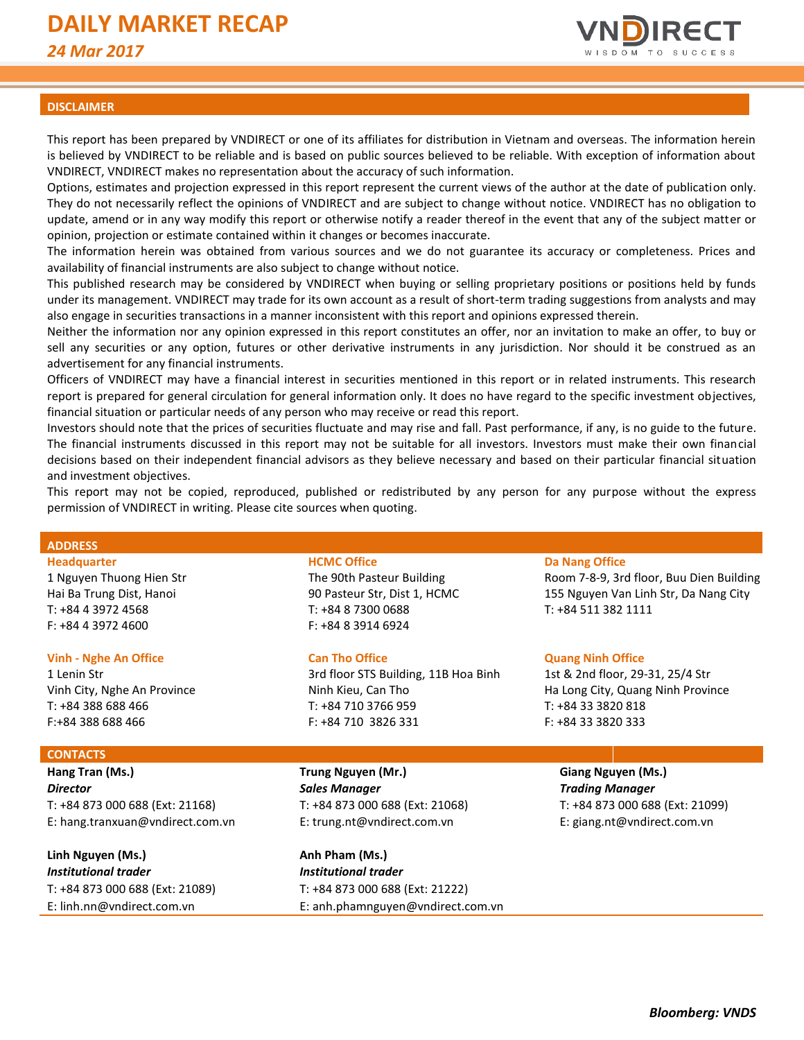# DAILY MARKET RECAP

*24 Mar 2017*

## DISCLAIMER

This report has been prepared by VNDIRECT or one of its affiliates for distribution in Vietnam and overseas. The information herein is believed by VNDIRECT to be reliable and is based on public sources believed to be reliable. With exception of information about VNDIRECT, VNDIRECT makes no representation about the accuracy of such information.

Options, estimates and projection expressed in this report represent the current views of the author at the date of publication only. They do not necessarily reflect the opinions of VNDIRECT and are subject to change without notice. VNDIRECT has no obligation to update, amend or in any way modify this report or otherwise notify a reader thereof in the event that any of the subject matter or opinion, projection or estimate contained within it changes or becomes inaccurate.

The information herein was obtained from various sources and we do not guarantee its accuracy or completeness. Prices and availability of financial instruments are also subject to change without notice.

This published research may be considered by VNDIRECT when buying or selling proprietary positions or positions held by funds under its management. VNDIRECT may trade for its own account as a result of short-term trading suggestions from analysts and may also engage in securities transactions in a manner inconsistent with this report and opinions expressed therein.

Neither the information nor any opinion expressed in this report constitutes an offer, nor an invitation to make an offer, to buy or sell any securities or any option, futures or other derivative instruments in any jurisdiction. Nor should it be construed as an advertisement for any financial instruments.

Officers of VNDIRECT may have a financial interest in securities mentioned in this report or in related instruments. This research report is prepared for general circulation for general information only. It does no have regard to the specific investment objectives, financial situation or particular needs of any person who may receive or read this report.

Investors should note that the prices of securities fluctuate and may rise and fall. Past performance, if any, is no guide to the future. The financial instruments discussed in this report may not be suitable for all investors. Investors must make their own financial decisions based on their independent financial advisors as they believe necessary and based on their particular financial situation and investment objectives.

This report may not be copied, reproduced, published or redistributed by any person for any purpose without the express permission of VNDIRECT in writing. Please cite sources when quoting.

## ADDRESS

**Headquarter**
1 Nguyen Thuong Hien Str
Hai Ba Trung Dist, Hanoi
T: +84 4 3972 4568
F: +84 4 3972 4600

**HCMC Office**
The 90th Pasteur Building
90 Pasteur Str, Dist 1, HCMC
T: +84 8 7300 0688
F: +84 8 3914 6924

**Da Nang Office**
Room 7-8-9, 3rd floor, Buu Dien Building
155 Nguyen Van Linh Str, Da Nang City
T: +84 511 382 1111

**Vinh - Nghe An Office**
1 Lenin Str
Vinh City, Nghe An Province
T: +84 388 688 466
F:+84 388 688 466

**Can Tho Office**
3rd floor STS Building, 11B Hoa Binh
Ninh Kieu, Can Tho
T: +84 710 3766 959
F: +84 710 3826 331

**Quang Ninh Office**
1st & 2nd floor, 29-31, 25/4 Str
Ha Long City, Quang Ninh Province
T: +84 33 3820 818
F: +84 33 3820 333

## CONTACTS

**Hang Tran (Ms.)**
***Director***
T: +84 873 000 688 (Ext: 21168)
E: hang.tranxuan@vndirect.com.vn

**Trung Nguyen (Mr.)**
***Sales Manager***
T: +84 873 000 688 (Ext: 21068)
E: trung.nt@vndirect.com.vn

**Giang Nguyen (Ms.)**
***Trading Manager***
T: +84 873 000 688 (Ext: 21099)
E: giang.nt@vndirect.com.vn

**Linh Nguyen (Ms.)**
***Institutional trader***
T: +84 873 000 688 (Ext: 21089)
E: linh.nn@vndirect.com.vn

**Anh Pham (Ms.)**
***Institutional trader***
T: +84 873 000 688 (Ext: 21222)
E: anh.phamnguyen@vndirect.com.vn

***Bloomberg: VNDS***